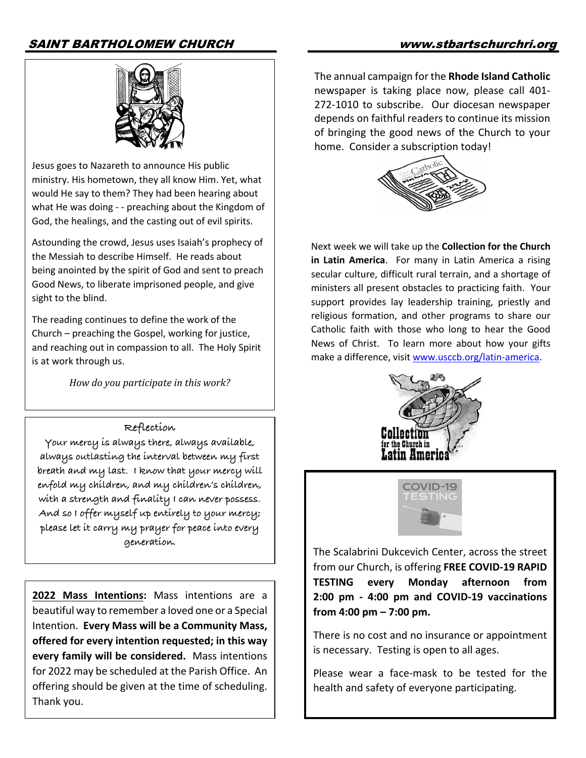Jesus goes to Nazareth to announce His public ministry. His hometown, they all know Him. Yet, what would He say to them? They had been hearing about what He was doing - - preaching about the Kingdom of God, the healings, and the casting out of evil spirits.

Astounding the crowd, Jesus uses Isaiah's prophecy of the Messiah to describe Himself. He reads about being anointed by the spirit of God and sent to preach Good News, to liberate imprisoned people, and give sight to the blind.

The reading continues to define the work of the Church – preaching the Gospel, working for justice, and reaching out in compassion to all. The Holy Spirit is at work through us.

*How do you participate in this work?*

### Reflection

Your mercy is always there, always available, always outlasting the interval between my first breath and my last. I know that your mercy will enfold my children, and my children's children, with a strength and finality I can never possess. And so I offer myself up entirely to your mercy; please let it carry my prayer for peace into every generation.

**2022 Mass Intentions:** Mass intentions are a beautiful way to remember a loved one or a Special Intention. **Every Mass will be a Community Mass, offered for every intention requested; in this way every family will be considered.** Mass intentions for 2022 may be scheduled at the Parish Office. An offering should be given at the time of scheduling. Thank you.

The annual campaign for the **Rhode Island Catholic** newspaper is taking place now, please call 401-272-1010 to subscribe. Our diocesan newspaper depends on faithful readers to continue its mission of bringing the good news of the Church to your home. Consider a subscription today!

Next week we will take up the **Collection for the Church in Latin America**. For many in Latin America a rising secular culture, difficult rural terrain, and a shortage of ministers all present obstacles to practicing faith. Your support provides lay leadership training, priestly and religious formation, and other programs to share our Catholic faith with those who long to hear the Good News of Christ. To learn more about how your gifts make a difference, visit www.usccb.org/latin-america.

Collection for the Church in Latin America

COVID-19 TESTING

The Scalabrini Dukcevich Center, across the street from our Church, is offering **FREE COVID-19 RAPID TESTING every Monday afternoon from 2:00 pm - 4:00 pm and COVID-19 vaccinations from 4:00 pm – 7:00 pm.**

There is no cost and no insurance or appointment is necessary. Testing is open to all ages.

Please wear a face-mask to be tested for the health and safety of everyone participating.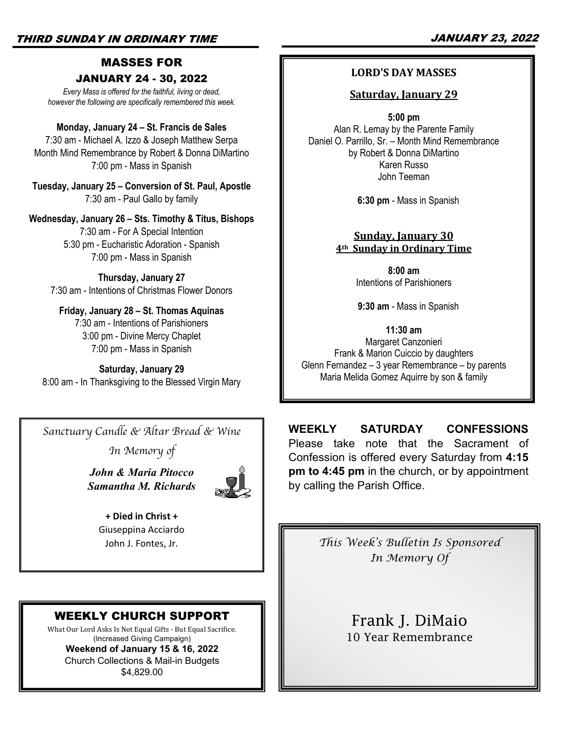## MASSES FOR JANUARY 24 - 30, 2022

*Every Mass is offered for the faithful, living or dead, however the following are specifically remembered this week.*

**Monday, January 24 – St. Francis de Sales**
7:30 am - Michael A. Izzo & Joseph Matthew Serpa
Month Mind Remembrance by Robert & Donna DiMartino
7:00 pm - Mass in Spanish

**Tuesday, January 25 – Conversion of St. Paul, Apostle**
7:30 am - Paul Gallo by family

**Wednesday, January 26 – Sts. Timothy & Titus, Bishops**
7:30 am - For A Special Intention
5:30 pm - Eucharistic Adoration - Spanish
7:00 pm - Mass in Spanish

**Thursday, January 27**
7:30 am - Intentions of Christmas Flower Donors

**Friday, January 28 – St. Thomas Aquinas**
7:30 am - Intentions of Parishioners
3:00 pm - Divine Mercy Chaplet
7:00 pm - Mass in Spanish

**Saturday, January 29**
8:00 am - In Thanksgiving to the Blessed Virgin Mary

*Sanctuary Candle & Altar Bread & Wine*
*In Memory of*

***John & Maria Pitocco***
***Samantha M. Richards***

**+ Died in Christ +**
Giuseppina Acciardo
John J. Fontes, Jr.

## WEEKLY CHURCH SUPPORT

What Our Lord Asks Is Not Equal Gifts - But Equal Sacrifice.
(Increased Giving Campaign)
**Weekend of January 15 & 16, 2022**
Church Collections & Mail-in Budgets
$4,829.00

## LORD'S DAY MASSES

**Saturday, January 29**

**5:00 pm**
Alan R. Lemay by the Parente Family
Daniel O. Parrillo, Sr. – Month Mind Remembrance by Robert & Donna DiMartino
Karen Russo
John Teeman

**6:30 pm** - Mass in Spanish

**Sunday, January 30**
**4th Sunday in Ordinary Time**

**8:00 am**
Intentions of Parishioners

**9:30 am** - Mass in Spanish

**11:30 am**
Margaret Canzonieri
Frank & Marion Cuiccio by daughters
Glenn Fernandez – 3 year Remembrance – by parents
Maria Melida Gomez Aquirre by son & family

**WEEKLY SATURDAY CONFESSIONS**
Please take note that the Sacrament of Confession is offered every Saturday from **4:15 pm to 4:45 pm** in the church, or by appointment by calling the Parish Office.

*This Week's Bulletin Is Sponsored In Memory Of*

Frank J. DiMaio
10 Year Remembrance